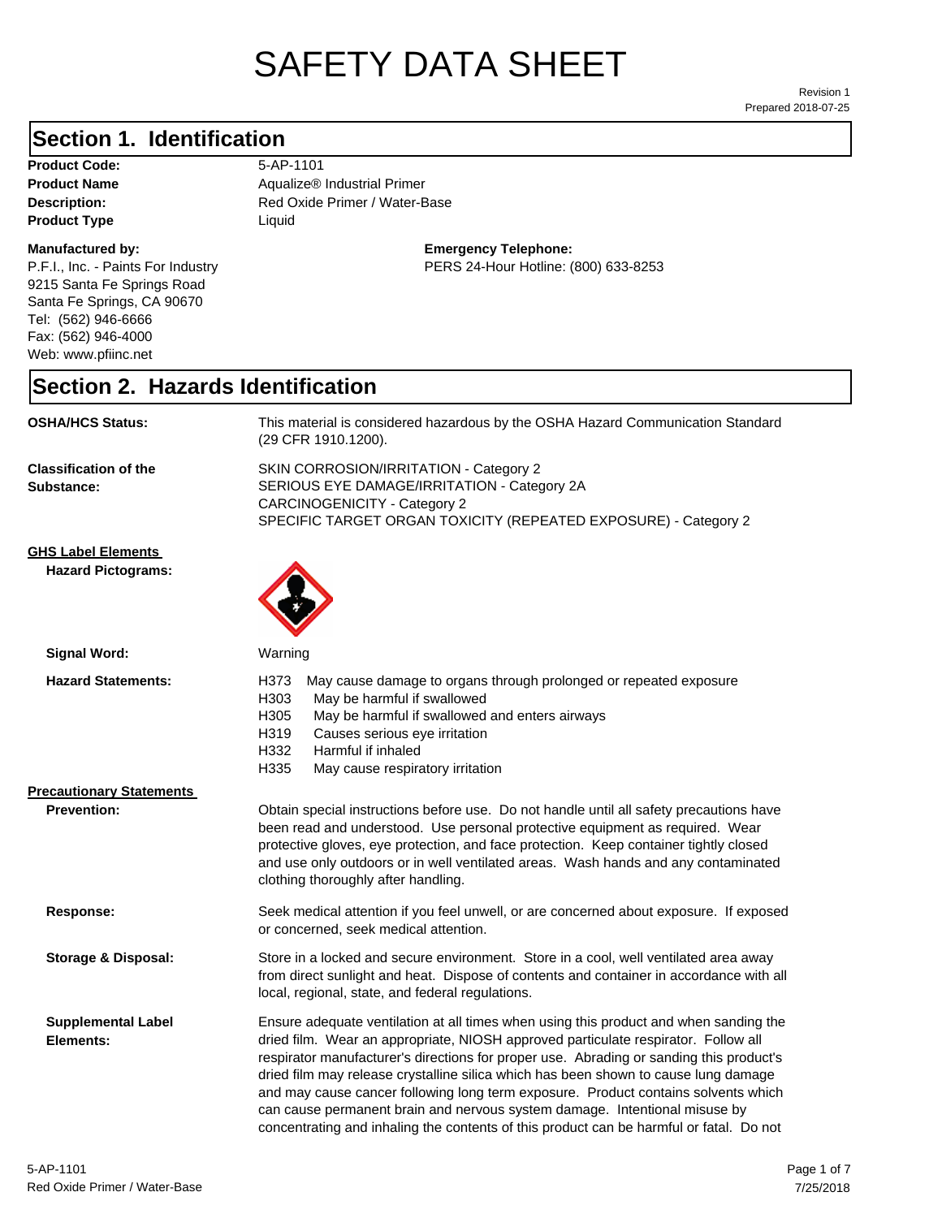# SAFETY DATA SHEET

Revision 1
Prepared 2018-07-25

## Section 1. Identification

**Product Code:** 5-AP-1101
**Product Name** Aqualize® Industrial Primer
**Description:** Red Oxide Primer / Water-Base
**Product Type** Liquid

**Manufactured by:**
P.F.I., Inc. - Paints For Industry
9215 Santa Fe Springs Road
Santa Fe Springs, CA 90670
Tel: (562) 946-6666
Fax: (562) 946-4000
Web: www.pfiinc.net

**Emergency Telephone:**
PERS 24-Hour Hotline: (800) 633-8253

## Section 2. Hazards Identification

**OSHA/HCS Status:** This material is considered hazardous by the OSHA Hazard Communication Standard (29 CFR 1910.1200).

**Classification of the Substance:**
SKIN CORROSION/IRRITATION - Category 2
SERIOUS EYE DAMAGE/IRRITATION - Category 2A
CARCINOGENICITY - Category 2
SPECIFIC TARGET ORGAN TOXICITY (REPEATED EXPOSURE) - Category 2

**GHS Label Elements**

**Hazard Pictograms:**

**Signal Word:** Warning

**Hazard Statements:**
- H373 May cause damage to organs through prolonged or repeated exposure
- H303 May be harmful if swallowed
- H305 May be harmful if swallowed and enters airways
- H319 Causes serious eye irritation
- H332 Harmful if inhaled
- H335 May cause respiratory irritation

**Precautionary Statements**

**Prevention:** Obtain special instructions before use. Do not handle until all safety precautions have been read and understood. Use personal protective equipment as required. Wear protective gloves, eye protection, and face protection. Keep container tightly closed and use only outdoors or in well ventilated areas. Wash hands and any contaminated clothing thoroughly after handling.

**Response:** Seek medical attention if you feel unwell, or are concerned about exposure. If exposed or concerned, seek medical attention.

**Storage & Disposal:** Store in a locked and secure environment. Store in a cool, well ventilated area away from direct sunlight and heat. Dispose of contents and container in accordance with all local, regional, state, and federal regulations.

**Supplemental Label Elements:** Ensure adequate ventilation at all times when using this product and when sanding the dried film. Wear an appropriate, NIOSH approved particulate respirator. Follow all respirator manufacturer's directions for proper use. Abrading or sanding this product's dried film may release crystalline silica which has been shown to cause lung damage and may cause cancer following long term exposure. Product contains solvents which can cause permanent brain and nervous system damage. Intentional misuse by concentrating and inhaling the contents of this product can be harmful or fatal. Do not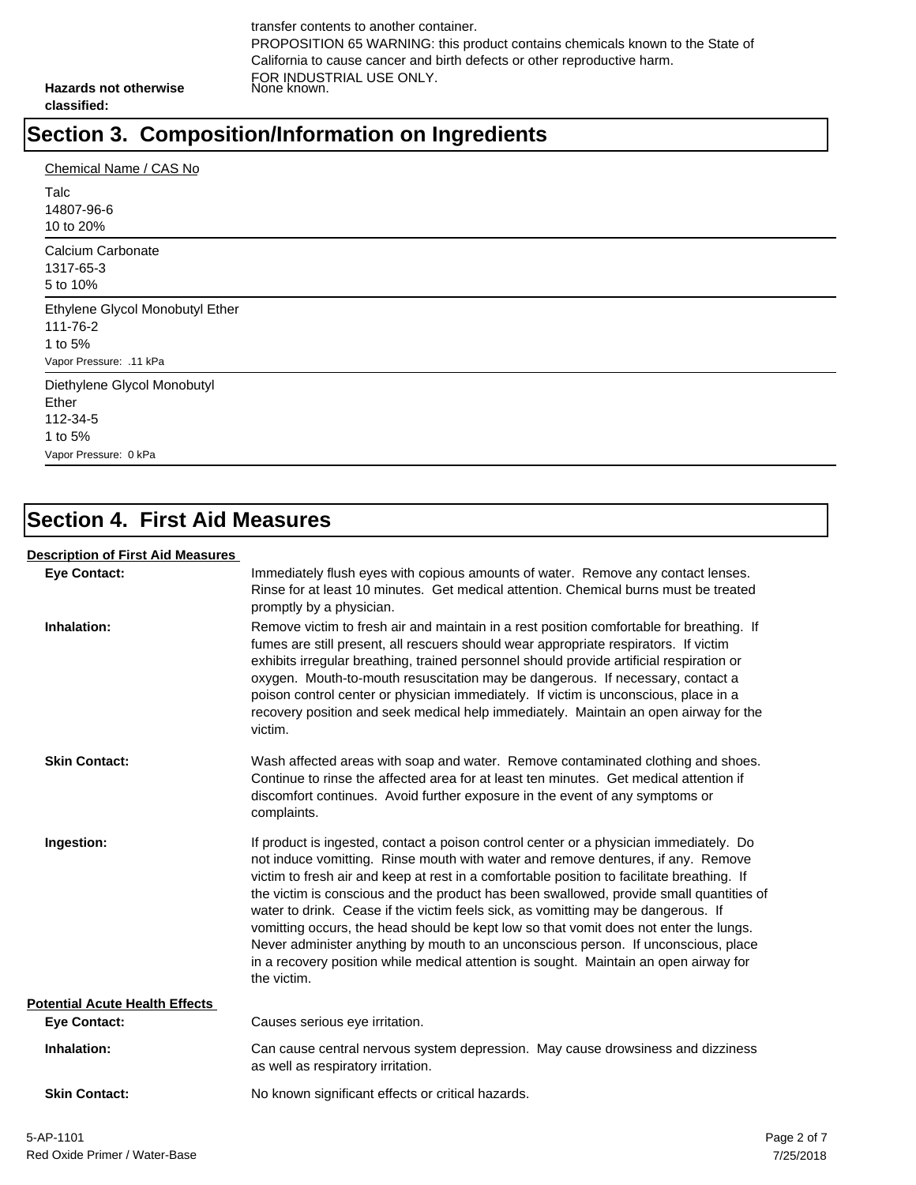transfer contents to another container.
PROPOSITION 65 WARNING: this product contains chemicals known to the State of California to cause cancer and birth defects or other reproductive harm.
FOR INDUSTRIAL USE ONLY.

**Hazards not otherwise classified:** None known.

## Section 3. Composition/Information on Ingredients

Chemical Name / CAS No

Talc
14807-96-6
10 to 20%

Calcium Carbonate
1317-65-3
5 to 10%

Ethylene Glycol Monobutyl Ether
111-76-2
1 to 5%
Vapor Pressure: .11 kPa

Diethylene Glycol Monobutyl Ether
112-34-5
1 to 5%
Vapor Pressure: 0 kPa

## Section 4. First Aid Measures

**Description of First Aid Measures**

**Eye Contact:** Immediately flush eyes with copious amounts of water. Remove any contact lenses. Rinse for at least 10 minutes. Get medical attention. Chemical burns must be treated promptly by a physician.

**Inhalation:** Remove victim to fresh air and maintain in a rest position comfortable for breathing. If fumes are still present, all rescuers should wear appropriate respirators. If victim exhibits irregular breathing, trained personnel should provide artificial respiration or oxygen. Mouth-to-mouth resuscitation may be dangerous. If necessary, contact a poison control center or physician immediately. If victim is unconscious, place in a recovery position and seek medical help immediately. Maintain an open airway for the victim.

**Skin Contact:** Wash affected areas with soap and water. Remove contaminated clothing and shoes. Continue to rinse the affected area for at least ten minutes. Get medical attention if discomfort continues. Avoid further exposure in the event of any symptoms or complaints.

**Ingestion:** If product is ingested, contact a poison control center or a physician immediately. Do not induce vomitting. Rinse mouth with water and remove dentures, if any. Remove victim to fresh air and keep at rest in a comfortable position to facilitate breathing. If the victim is conscious and the product has been swallowed, provide small quantities of water to drink. Cease if the victim feels sick, as vomitting may be dangerous. If vomitting occurs, the head should be kept low so that vomit does not enter the lungs. Never administer anything by mouth to an unconscious person. If unconscious, place in a recovery position while medical attention is sought. Maintain an open airway for the victim.

**Potential Acute Health Effects**

**Eye Contact:** Causes serious eye irritation.

**Inhalation:** Can cause central nervous system depression. May cause drowsiness and dizziness as well as respiratory irritation.

**Skin Contact:** No known significant effects or critical hazards.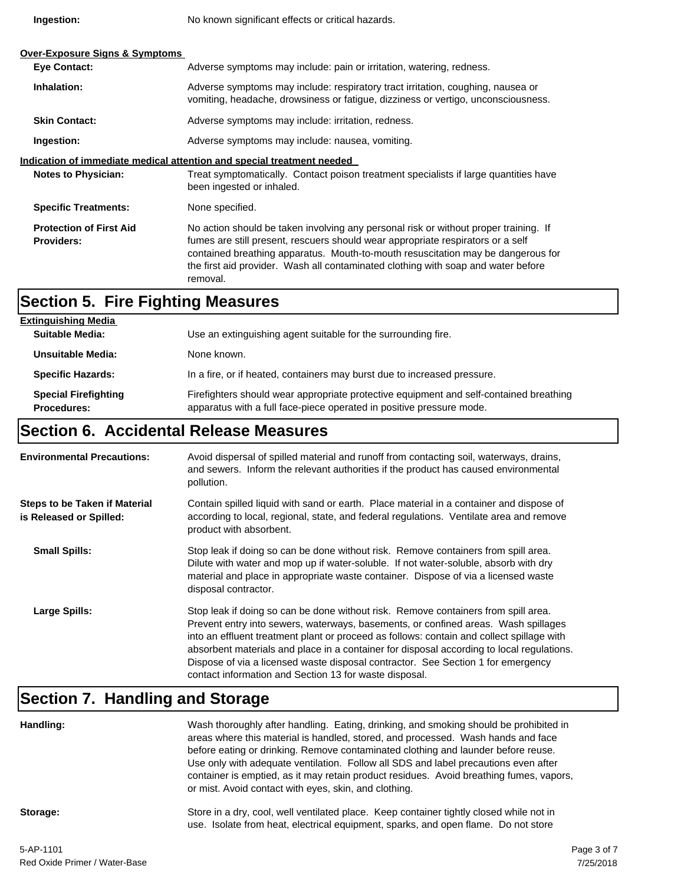**Ingestion:** No known significant effects or critical hazards.

**Over-Exposure Signs & Symptoms**

**Eye Contact:** Adverse symptoms may include: pain or irritation, watering, redness.

**Inhalation:** Adverse symptoms may include: respiratory tract irritation, coughing, nausea or vomiting, headache, drowsiness or fatigue, dizziness or vertigo, unconsciousness.

**Skin Contact:** Adverse symptoms may include: irritation, redness.

**Ingestion:** Adverse symptoms may include: nausea, vomiting.

**Indication of immediate medical attention and special treatment needed**

**Notes to Physician:** Treat symptomatically. Contact poison treatment specialists if large quantities have been ingested or inhaled.

**Specific Treatments:** None specified.

**Protection of First Aid Providers:** No action should be taken involving any personal risk or without proper training. If fumes are still present, rescuers should wear appropriate respirators or a self contained breathing apparatus. Mouth-to-mouth resuscitation may be dangerous for the first aid provider. Wash all contaminated clothing with soap and water before removal.

## Section 5. Fire Fighting Measures

**Extinguishing Media**

**Suitable Media:** Use an extinguishing agent suitable for the surrounding fire.

**Unsuitable Media:** None known.

**Specific Hazards:** In a fire, or if heated, containers may burst due to increased pressure.

**Special Firefighting Procedures:** Firefighters should wear appropriate protective equipment and self-contained breathing apparatus with a full face-piece operated in positive pressure mode.

## Section 6. Accidental Release Measures

**Environmental Precautions:** Avoid dispersal of spilled material and runoff from contacting soil, waterways, drains, and sewers. Inform the relevant authorities if the product has caused environmental pollution.

**Steps to be Taken if Material is Released or Spilled:** Contain spilled liquid with sand or earth. Place material in a container and dispose of according to local, regional, state, and federal regulations. Ventilate area and remove product with absorbent.

**Small Spills:** Stop leak if doing so can be done without risk. Remove containers from spill area. Dilute with water and mop up if water-soluble. If not water-soluble, absorb with dry material and place in appropriate waste container. Dispose of via a licensed waste disposal contractor.

**Large Spills:** Stop leak if doing so can be done without risk. Remove containers from spill area. Prevent entry into sewers, waterways, basements, or confined areas. Wash spillages into an effluent treatment plant or proceed as follows: contain and collect spillage with absorbent materials and place in a container for disposal according to local regulations. Dispose of via a licensed waste disposal contractor. See Section 1 for emergency contact information and Section 13 for waste disposal.

## Section 7. Handling and Storage

**Handling:** Wash thoroughly after handling. Eating, drinking, and smoking should be prohibited in areas where this material is handled, stored, and processed. Wash hands and face before eating or drinking. Remove contaminated clothing and launder before reuse. Use only with adequate ventilation. Follow all SDS and label precautions even after container is emptied, as it may retain product residues. Avoid breathing fumes, vapors, or mist. Avoid contact with eyes, skin, and clothing.

**Storage:** Store in a dry, cool, well ventilated place. Keep container tightly closed while not in use. Isolate from heat, electrical equipment, sparks, and open flame. Do not store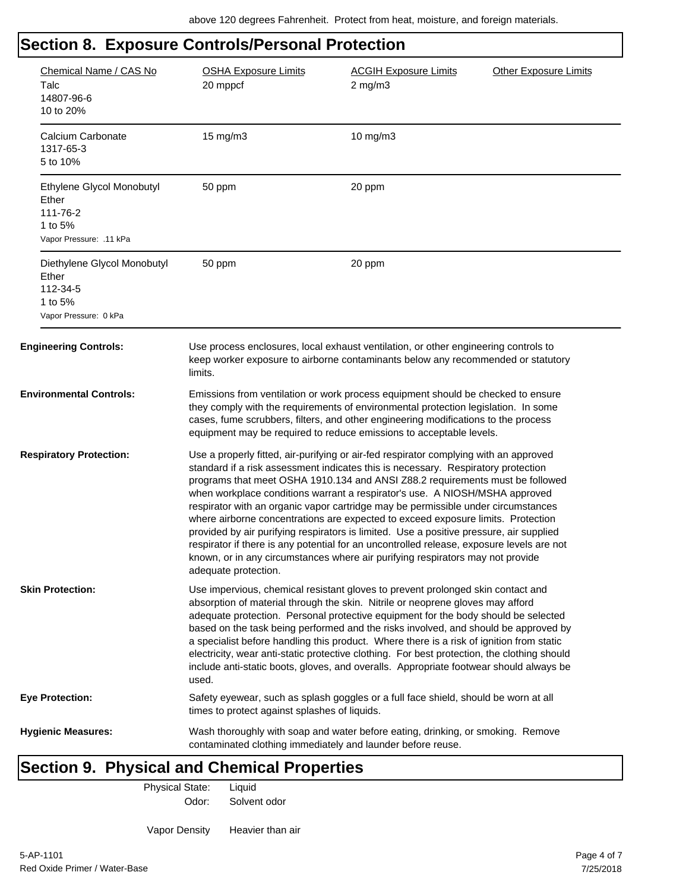above 120 degrees Fahrenheit. Protect from heat, moisture, and foreign materials.

## Section 8. Exposure Controls/Personal Protection

| Chemical Name / CAS No | OSHA Exposure Limits | ACGIH Exposure Limits | Other Exposure Limits |
|---|---|---|---|
| Talc<br>14807-96-6<br>10 to 20% | 20 mppcf | 2 mg/m3 | |
| Calcium Carbonate<br>1317-65-3<br>5 to 10% | 15 mg/m3 | 10 mg/m3 | |
| Ethylene Glycol Monobutyl Ether<br>111-76-2<br>1 to 5%<br>Vapor Pressure: .11 kPa | 50 ppm | 20 ppm | |
| Diethylene Glycol Monobutyl Ether<br>112-34-5<br>1 to 5%<br>Vapor Pressure: 0 kPa | 50 ppm | 20 ppm | |

**Engineering Controls:** Use process enclosures, local exhaust ventilation, or other engineering controls to keep worker exposure to airborne contaminants below any recommended or statutory limits.

**Environmental Controls:** Emissions from ventilation or work process equipment should be checked to ensure they comply with the requirements of environmental protection legislation. In some cases, fume scrubbers, filters, and other engineering modifications to the process equipment may be required to reduce emissions to acceptable levels.

**Respiratory Protection:** Use a properly fitted, air-purifying or air-fed respirator complying with an approved standard if a risk assessment indicates this is necessary. Respiratory protection programs that meet OSHA 1910.134 and ANSI Z88.2 requirements must be followed when workplace conditions warrant a respirator's use. A NIOSH/MSHA approved respirator with an organic vapor cartridge may be permissible under circumstances where airborne concentrations are expected to exceed exposure limits. Protection provided by air purifying respirators is limited. Use a positive pressure, air supplied respirator if there is any potential for an uncontrolled release, exposure levels are not known, or in any circumstances where air purifying respirators may not provide adequate protection.

**Skin Protection:** Use impervious, chemical resistant gloves to prevent prolonged skin contact and absorption of material through the skin. Nitrile or neoprene gloves may afford adequate protection. Personal protective equipment for the body should be selected based on the task being performed and the risks involved, and should be approved by a specialist before handling this product. Where there is a risk of ignition from static electricity, wear anti-static protective clothing. For best protection, the clothing should include anti-static boots, gloves, and overalls. Appropriate footwear should always be used.

**Eye Protection:** Safety eyewear, such as splash goggles or a full face shield, should be worn at all times to protect against splashes of liquids.

**Hygienic Measures:** Wash thoroughly with soap and water before eating, drinking, or smoking. Remove contaminated clothing immediately and launder before reuse.

## Section 9. Physical and Chemical Properties

Physical State: Liquid

Odor: Solvent odor

Vapor Density Heavier than air

5-AP-1101
Red Oxide Primer / Water-Base

7/25/2018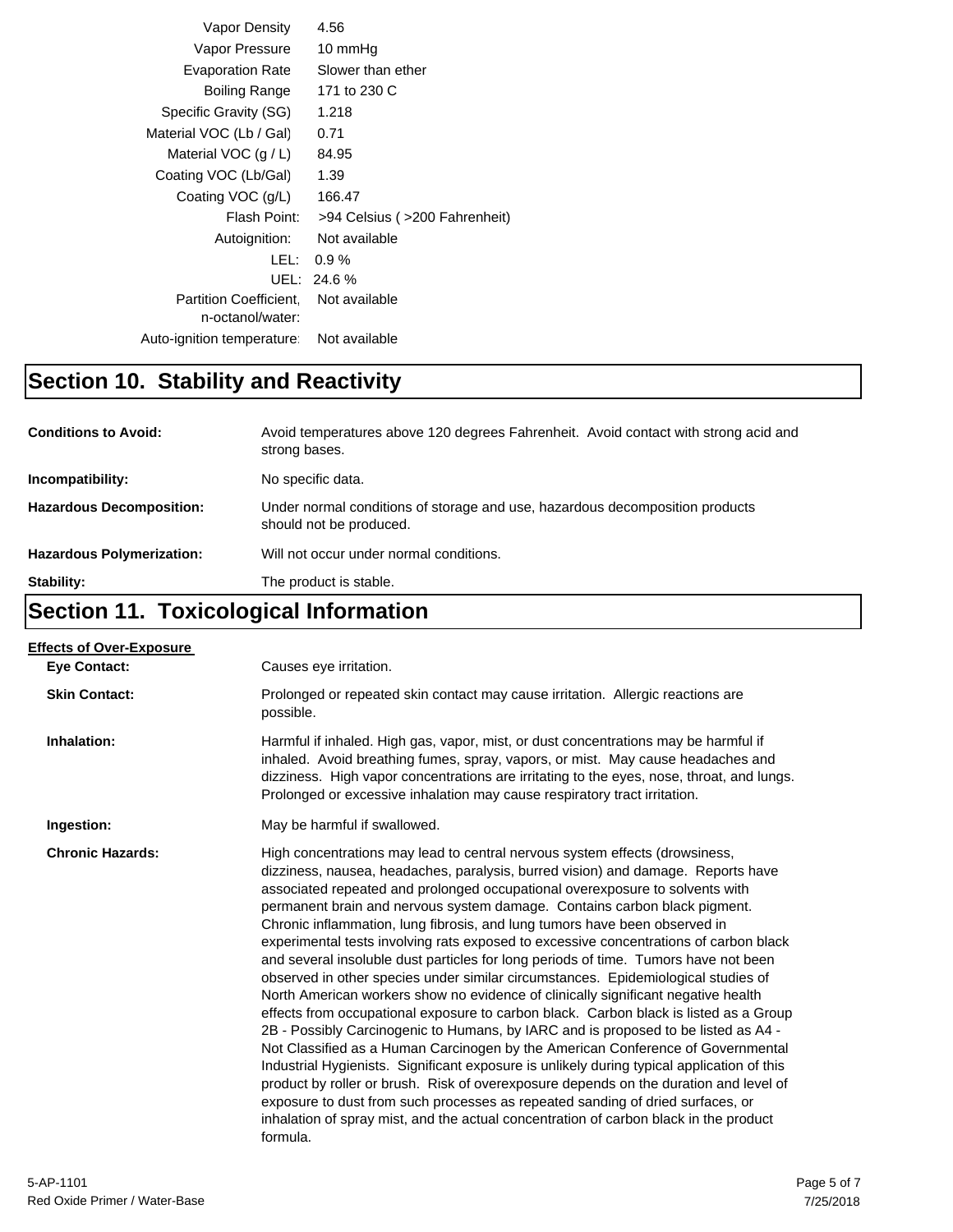| | |
|---|---|
| Vapor Density | 4.56 |
| Vapor Pressure | 10 mmHg |
| Evaporation Rate | Slower than ether |
| Boiling Range | 171 to 230 C |
| Specific Gravity (SG) | 1.218 |
| Material VOC (Lb / Gal) | 0.71 |
| Material VOC (g / L) | 84.95 |
| Coating VOC (Lb/Gal) | 1.39 |
| Coating VOC (g/L) | 166.47 |
| Flash Point: | >94 Celsius ( >200 Fahrenheit) |
| Autoignition: | Not available |
| LEL: | 0.9 % |
| UEL: | 24.6 % |
| Partition Coefficient, n-octanol/water: | Not available |
| Auto-ignition temperature: | Not available |

## Section 10. Stability and Reactivity

**Conditions to Avoid:** Avoid temperatures above 120 degrees Fahrenheit. Avoid contact with strong acid and strong bases.

**Incompatibility:** No specific data.

**Hazardous Decomposition:** Under normal conditions of storage and use, hazardous decomposition products should not be produced.

**Hazardous Polymerization:** Will not occur under normal conditions.

**Stability:** The product is stable.

## Section 11. Toxicological Information

**Effects of Over-Exposure**

**Eye Contact:** Causes eye irritation.

**Skin Contact:** Prolonged or repeated skin contact may cause irritation. Allergic reactions are possible.

**Inhalation:** Harmful if inhaled. High gas, vapor, mist, or dust concentrations may be harmful if inhaled. Avoid breathing fumes, spray, vapors, or mist. May cause headaches and dizziness. High vapor concentrations are irritating to the eyes, nose, throat, and lungs. Prolonged or excessive inhalation may cause respiratory tract irritation.

**Ingestion:** May be harmful if swallowed.

**Chronic Hazards:** High concentrations may lead to central nervous system effects (drowsiness, dizziness, nausea, headaches, paralysis, burred vision) and damage. Reports have associated repeated and prolonged occupational overexposure to solvents with permanent brain and nervous system damage. Contains carbon black pigment. Chronic inflammation, lung fibrosis, and lung tumors have been observed in experimental tests involving rats exposed to excessive concentrations of carbon black and several insoluble dust particles for long periods of time. Tumors have not been observed in other species under similar circumstances. Epidemiological studies of North American workers show no evidence of clinically significant negative health effects from occupational exposure to carbon black. Carbon black is listed as a Group 2B - Possibly Carcinogenic to Humans, by IARC and is proposed to be listed as A4 - Not Classified as a Human Carcinogen by the American Conference of Governmental Industrial Hygienists. Significant exposure is unlikely during typical application of this product by roller or brush. Risk of overexposure depends on the duration and level of exposure to dust from such processes as repeated sanding of dried surfaces, or inhalation of spray mist, and the actual concentration of carbon black in the product formula.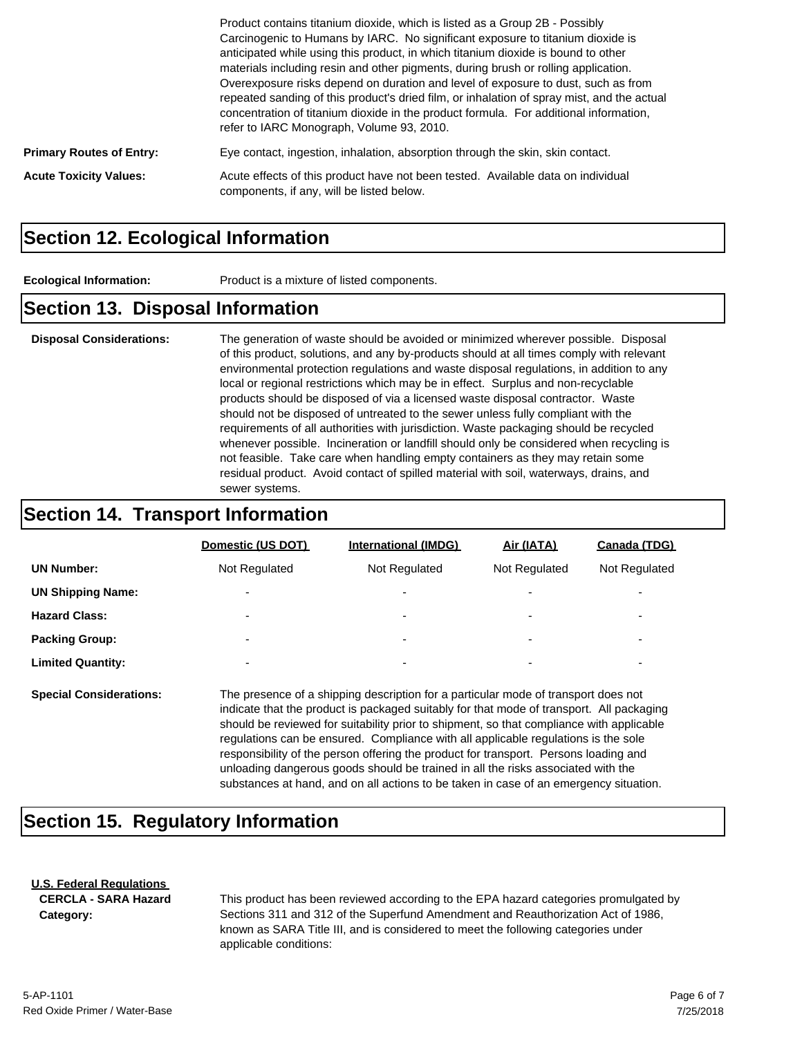Product contains titanium dioxide, which is listed as a Group 2B - Possibly Carcinogenic to Humans by IARC. No significant exposure to titanium dioxide is anticipated while using this product, in which titanium dioxide is bound to other materials including resin and other pigments, during brush or rolling application. Overexposure risks depend on duration and level of exposure to dust, such as from repeated sanding of this product's dried film, or inhalation of spray mist, and the actual concentration of titanium dioxide in the product formula. For additional information, refer to IARC Monograph, Volume 93, 2010.

**Primary Routes of Entry:** Eye contact, ingestion, inhalation, absorption through the skin, skin contact.

**Acute Toxicity Values:** Acute effects of this product have not been tested. Available data on individual components, if any, will be listed below.

## Section 12. Ecological Information

**Ecological Information:** Product is a mixture of listed components.

## Section 13. Disposal Information

**Disposal Considerations:** The generation of waste should be avoided or minimized wherever possible. Disposal of this product, solutions, and any by-products should at all times comply with relevant environmental protection regulations and waste disposal regulations, in addition to any local or regional restrictions which may be in effect. Surplus and non-recyclable products should be disposed of via a licensed waste disposal contractor. Waste should not be disposed of untreated to the sewer unless fully compliant with the requirements of all authorities with jurisdiction. Waste packaging should be recycled whenever possible. Incineration or landfill should only be considered when recycling is not feasible. Take care when handling empty containers as they may retain some residual product. Avoid contact of spilled material with soil, waterways, drains, and sewer systems.

## Section 14. Transport Information

| | Domestic (US DOT) | International (IMDG) | Air (IATA) | Canada (TDG) |
|---|---|---|---|---|
| **UN Number:** | Not Regulated | Not Regulated | Not Regulated | Not Regulated |
| **UN Shipping Name:** | - | - | - | - |
| **Hazard Class:** | - | - | - | - |
| **Packing Group:** | - | - | - | - |
| **Limited Quantity:** | - | - | - | - |

**Special Considerations:** The presence of a shipping description for a particular mode of transport does not indicate that the product is packaged suitably for that mode of transport. All packaging should be reviewed for suitability prior to shipment, so that compliance with applicable regulations can be ensured. Compliance with all applicable regulations is the sole responsibility of the person offering the product for transport. Persons loading and unloading dangerous goods should be trained in all the risks associated with the substances at hand, and on all actions to be taken in case of an emergency situation.

## Section 15. Regulatory Information

**U.S. Federal Regulations**

**CERCLA - SARA Hazard Category:** This product has been reviewed according to the EPA hazard categories promulgated by Sections 311 and 312 of the Superfund Amendment and Reauthorization Act of 1986, known as SARA Title III, and is considered to meet the following categories under applicable conditions:

5-AP-1101
Red Oxide Primer / Water-Base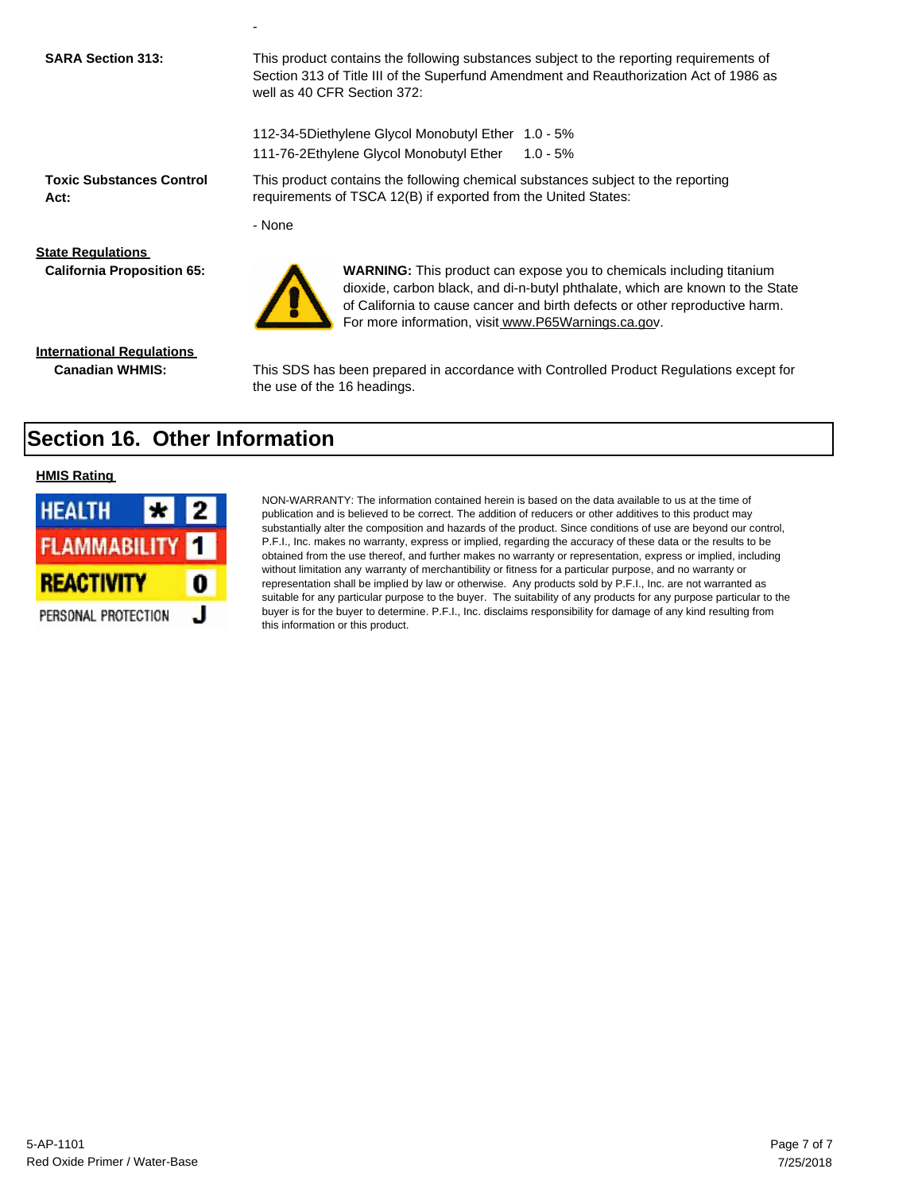-

**SARA Section 313:** This product contains the following substances subject to the reporting requirements of Section 313 of Title III of the Superfund Amendment and Reauthorization Act of 1986 as well as 40 CFR Section 372:

| | | |
|---|---|---|
| 112-34-5 | Diethylene Glycol Monobutyl Ether | 1.0 - 5% |
| 111-76-2 | Ethylene Glycol Monobutyl Ether | 1.0 - 5% |

**Toxic Substances Control Act:** This product contains the following chemical substances subject to the reporting requirements of TSCA 12(B) if exported from the United States:

- None

**State Regulations**

**California Proposition 65:** **WARNING:** This product can expose you to chemicals including titanium dioxide, carbon black, and di-n-butyl phthalate, which are known to the State of California to cause cancer and birth defects or other reproductive harm. For more information, visit www.P65Warnings.ca.gov.

**International Regulations**

**Canadian WHMIS:** This SDS has been prepared in accordance with Controlled Product Regulations except for the use of the 16 headings.

# Section 16. Other Information

**HMIS Rating**

| | | |
|---|---|---|
| HEALTH | * | 2 |
| FLAMMABILITY | | 1 |
| REACTIVITY | | 0 |
| PERSONAL PROTECTION | | J |

NON-WARRANTY: The information contained herein is based on the data available to us at the time of publication and is believed to be correct. The addition of reducers or other additives to this product may substantially alter the composition and hazards of the product. Since conditions of use are beyond our control, P.F.I., Inc. makes no warranty, express or implied, regarding the accuracy of these data or the results to be obtained from the use thereof, and further makes no warranty or representation, express or implied, including without limitation any warranty of merchantibility or fitness for a particular purpose, and no warranty or representation shall be implied by law or otherwise. Any products sold by P.F.I., Inc. are not warranted as suitable for any particular purpose to the buyer. The suitability of any products for any purpose particular to the buyer is for the buyer to determine. P.F.I., Inc. disclaims responsibility for damage of any kind resulting from this information or this product.

5-AP-1101
Red Oxide Primer / Water-Base

7/25/2018